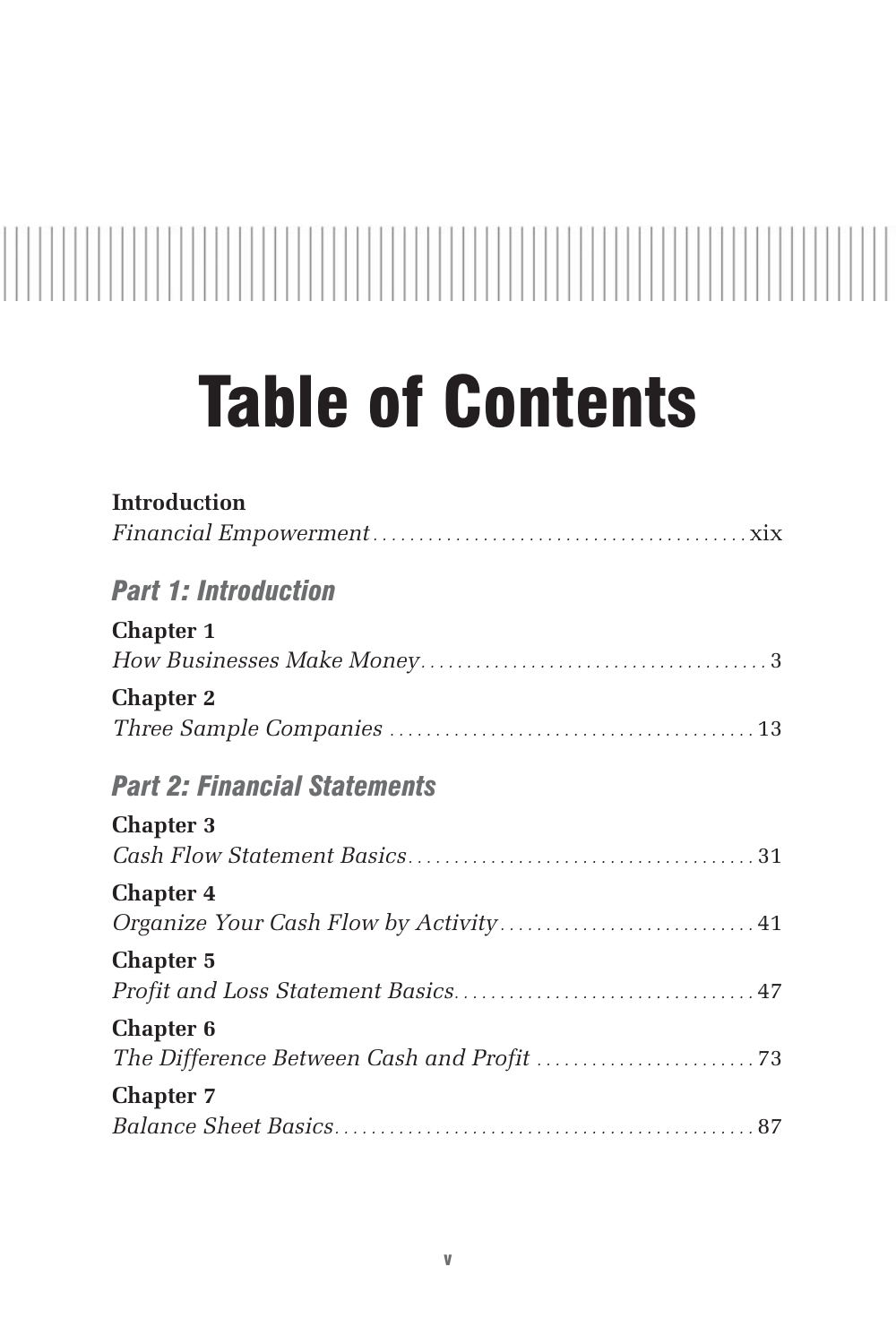# Table of Contents

**Introduction**
*Financial Empowerment* . . . . . . . . . . . . . . . . . . . . . . . . . . . . . . . . . . . . . . . . xix

## *Part 1: Introduction*

**Chapter 1**
*How Businesses Make Money* . . . . . . . . . . . . . . . . . . . . . . . . . . . . . . . . . . . . . 3

**Chapter 2**
*Three Sample Companies* . . . . . . . . . . . . . . . . . . . . . . . . . . . . . . . . . . . . . . . 13

## *Part 2: Financial Statements*

**Chapter 3**
*Cash Flow Statement Basics* . . . . . . . . . . . . . . . . . . . . . . . . . . . . . . . . . . . . . 31

**Chapter 4**
*Organize Your Cash Flow by Activity* . . . . . . . . . . . . . . . . . . . . . . . . . . . . 41

**Chapter 5**
*Profit and Loss Statement Basics* . . . . . . . . . . . . . . . . . . . . . . . . . . . . . . . . 47

**Chapter 6**
*The Difference Between Cash and Profit* . . . . . . . . . . . . . . . . . . . . . . . . 73

**Chapter 7**
*Balance Sheet Basics* . . . . . . . . . . . . . . . . . . . . . . . . . . . . . . . . . . . . . . . . . . . . . 87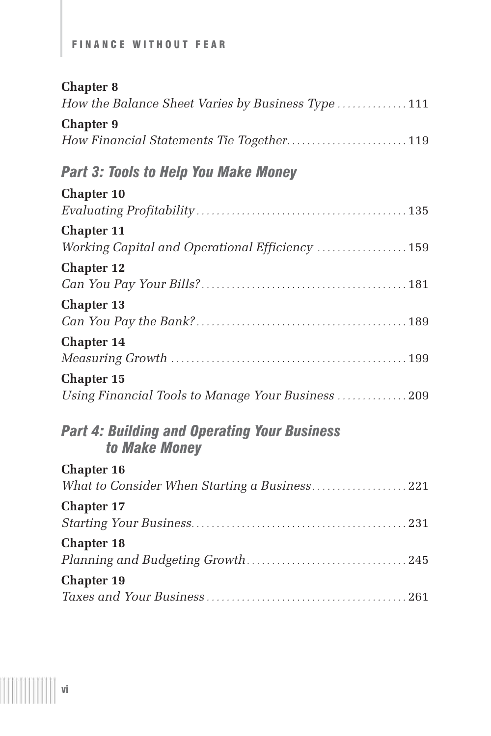**Chapter 8**
*How the Balance Sheet Varies by Business Type* . . . . . . . . . . . . . 111

**Chapter 9**
*How Financial Statements Tie Together* . . . . . . . . . . . . . . . . . . . . . . . 119

## *Part 3: Tools to Help You Make Money*

**Chapter 10**
*Evaluating Profitability* . . . . . . . . . . . . . . . . . . . . . . . . . . . . . . . . . . . . . . . . 135

**Chapter 11**
*Working Capital and Operational Efficiency* . . . . . . . . . . . . . . . . . 159

**Chapter 12**
*Can You Pay Your Bills?* . . . . . . . . . . . . . . . . . . . . . . . . . . . . . . . . . . . . . . . 181

**Chapter 13**
*Can You Pay the Bank?* . . . . . . . . . . . . . . . . . . . . . . . . . . . . . . . . . . . . . . . . 189

**Chapter 14**
*Measuring Growth* . . . . . . . . . . . . . . . . . . . . . . . . . . . . . . . . . . . . . . . . . . . . . 199

**Chapter 15**
*Using Financial Tools to Manage Your Business* . . . . . . . . . . . . . . 209

## *Part 4: Building and Operating Your Business to Make Money*

**Chapter 16**
*What to Consider When Starting a Business* . . . . . . . . . . . . . . . . . . 221

**Chapter 17**
*Starting Your Business* . . . . . . . . . . . . . . . . . . . . . . . . . . . . . . . . . . . . . . . . . 231

**Chapter 18**
*Planning and Budgeting Growth* . . . . . . . . . . . . . . . . . . . . . . . . . . . . . . . 245

**Chapter 19**
*Taxes and Your Business* . . . . . . . . . . . . . . . . . . . . . . . . . . . . . . . . . . . . . . . 261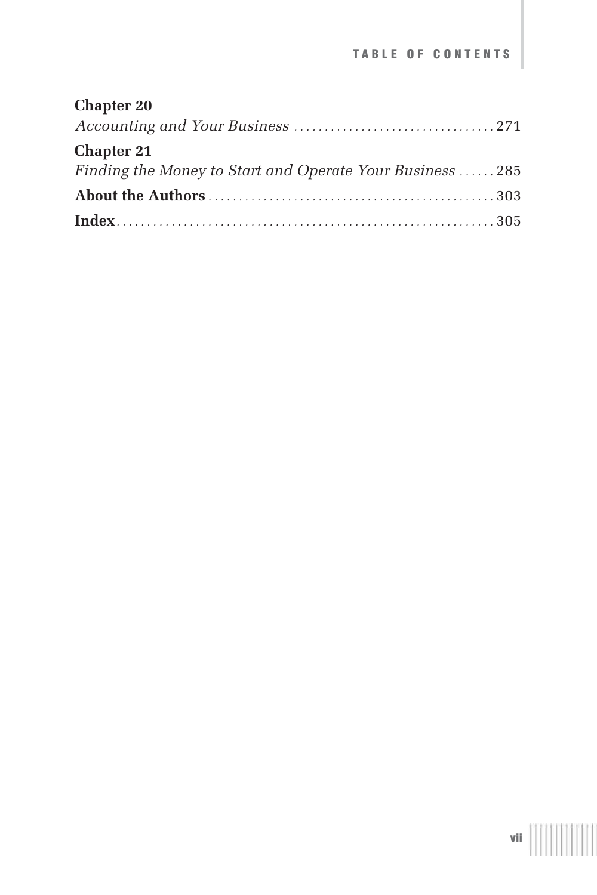**Chapter 20**
*Accounting and Your Business* . . . . . . . . . . . . . . . . . . . . . . . . . . . . . . . . . 271

**Chapter 21**
*Finding the Money to Start and Operate Your Business* . . . . . . 285

**About the Authors** . . . . . . . . . . . . . . . . . . . . . . . . . . . . . . . . . . . . . . . . . . . . . . 303

**Index** . . . . . . . . . . . . . . . . . . . . . . . . . . . . . . . . . . . . . . . . . . . . . . . . . . . . . . . . . . . 305